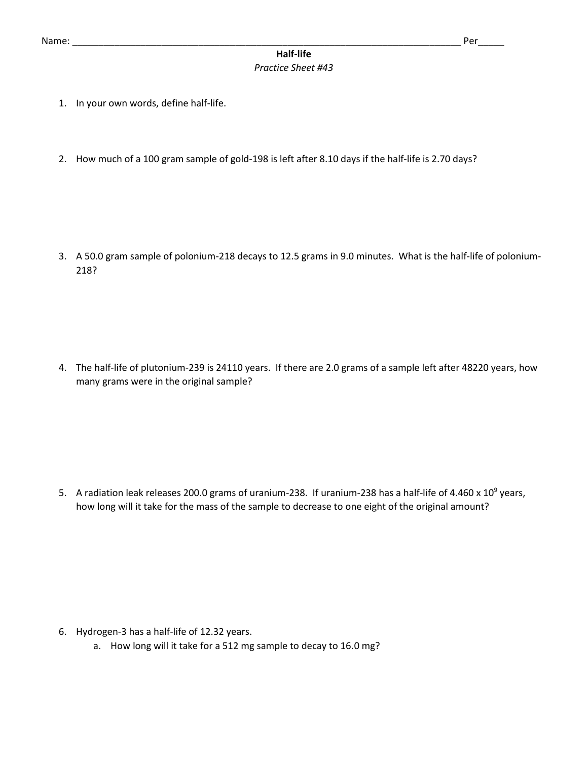Name: ___________________________________________________________________________ Per_____

# Half-life

*Practice Sheet #43*

1. In your own words, define half-life.

2. How much of a 100 gram sample of gold-198 is left after 8.10 days if the half-life is 2.70 days?

3. A 50.0 gram sample of polonium-218 decays to 12.5 grams in 9.0 minutes. What is the half-life of polonium-218?

4. The half-life of plutonium-239 is 24110 years. If there are 2.0 grams of a sample left after 48220 years, how many grams were in the original sample?

5. A radiation leak releases 200.0 grams of uranium-238. If uranium-238 has a half-life of $4.460 \times 10^9$ years, how long will it take for the mass of the sample to decrease to one eight of the original amount?

6. Hydrogen-3 has a half-life of 12.32 years.
   a. How long will it take for a 512 mg sample to decay to 16.0 mg?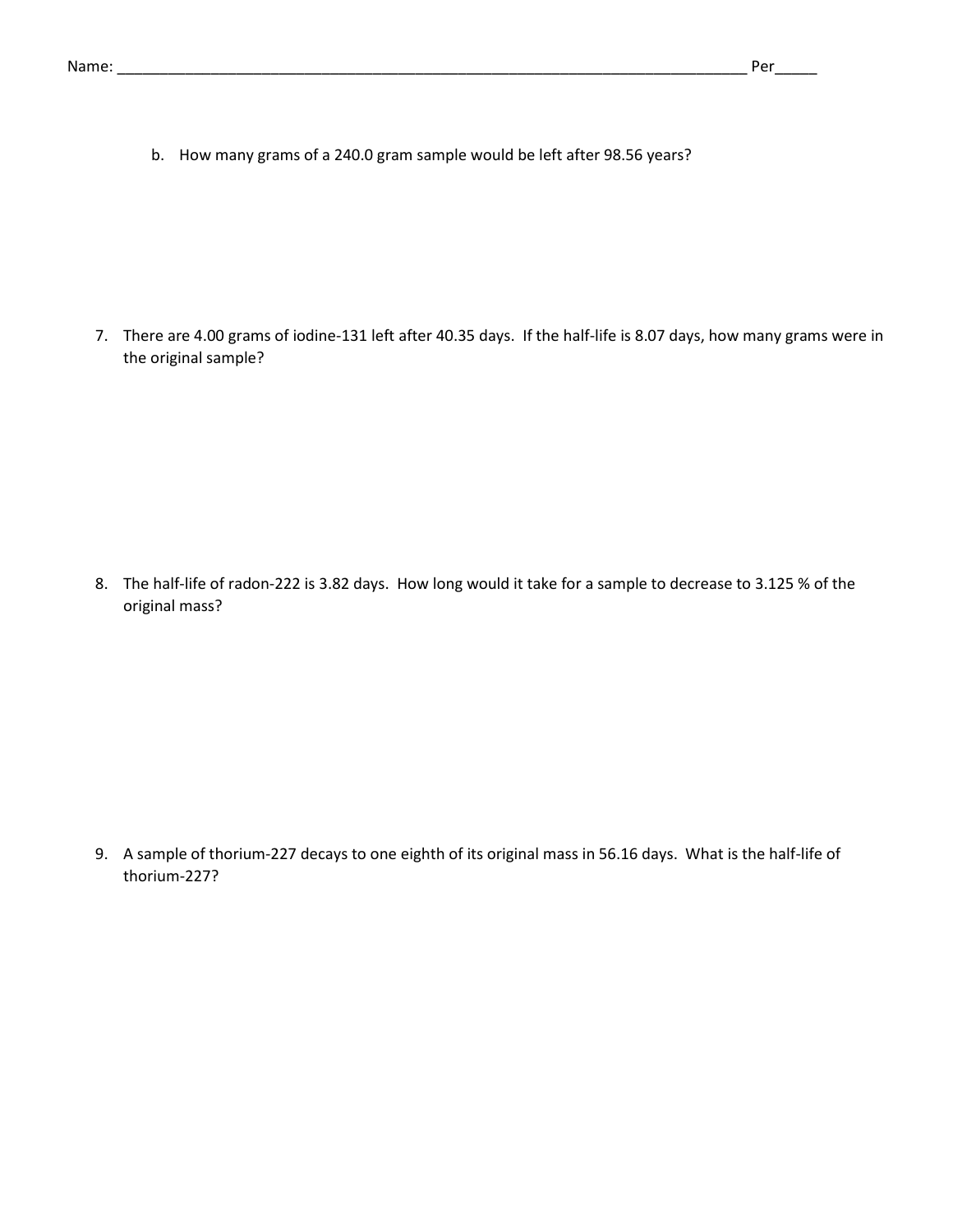Name: ______________________________________________________________________________ Per_____

b. How many grams of a 240.0 gram sample would be left after 98.56 years?

7. There are 4.00 grams of iodine-131 left after 40.35 days. If the half-life is 8.07 days, how many grams were in the original sample?

8. The half-life of radon-222 is 3.82 days. How long would it take for a sample to decrease to 3.125 % of the original mass?

9. A sample of thorium-227 decays to one eighth of its original mass in 56.16 days. What is the half-life of thorium-227?